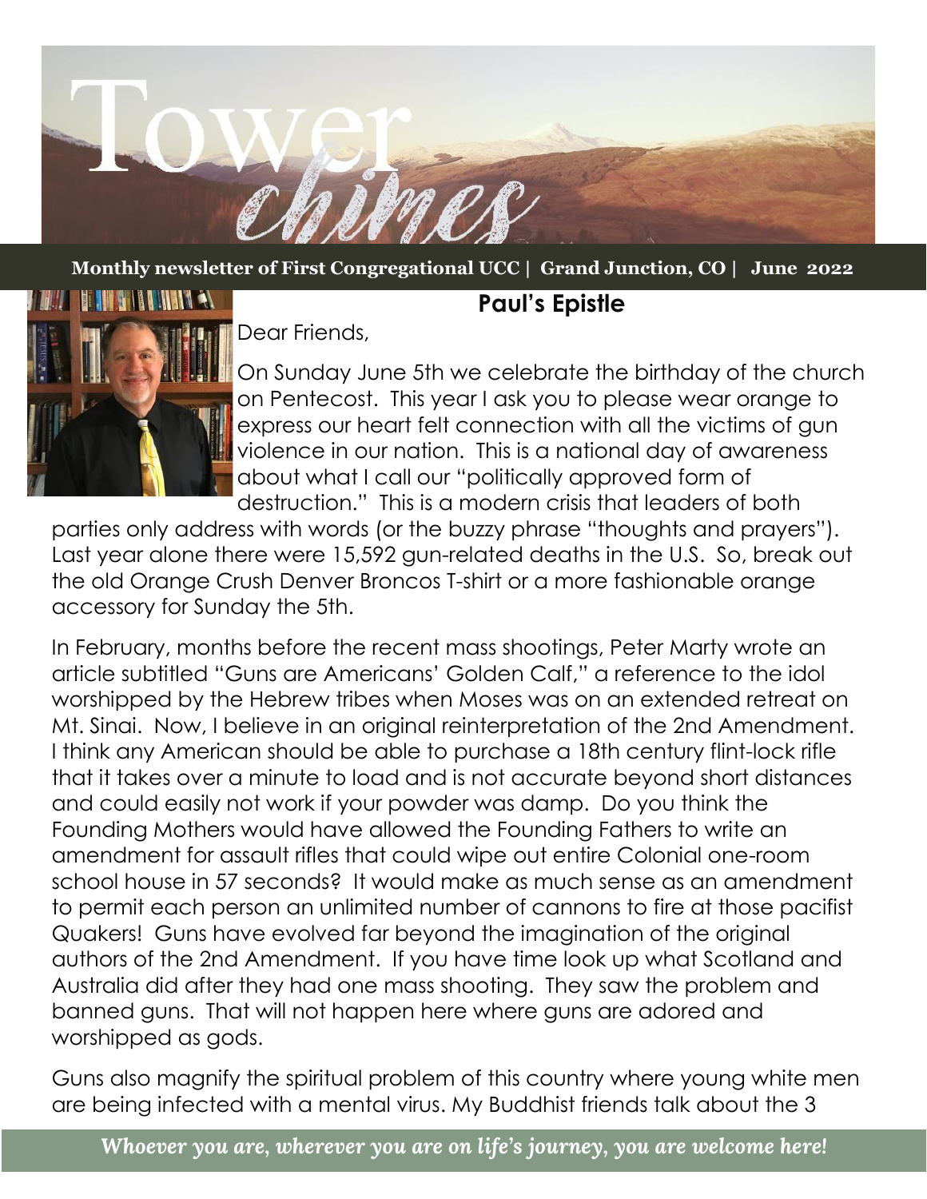# Tower chimes

**Monthly newsletter of First Congregational UCC | Grand Junction, CO | June 2022**

## Paul's Epistle

Dear Friends,

On Sunday June 5th we celebrate the birthday of the church on Pentecost. This year I ask you to please wear orange to express our heart felt connection with all the victims of gun violence in our nation. This is a national day of awareness about what I call our "politically approved form of destruction." This is a modern crisis that leaders of both parties only address with words (or the buzzy phrase "thoughts and prayers"). Last year alone there were 15,592 gun-related deaths in the U.S. So, break out the old Orange Crush Denver Broncos T-shirt or a more fashionable orange accessory for Sunday the 5th.

In February, months before the recent mass shootings, Peter Marty wrote an article subtitled "Guns are Americans' Golden Calf," a reference to the idol worshipped by the Hebrew tribes when Moses was on an extended retreat on Mt. Sinai. Now, I believe in an original reinterpretation of the 2nd Amendment. I think any American should be able to purchase a 18th century flint-lock rifle that it takes over a minute to load and is not accurate beyond short distances and could easily not work if your powder was damp. Do you think the Founding Mothers would have allowed the Founding Fathers to write an amendment for assault rifles that could wipe out entire Colonial one-room school house in 57 seconds? It would make as much sense as an amendment to permit each person an unlimited number of cannons to fire at those pacifist Quakers! Guns have evolved far beyond the imagination of the original authors of the 2nd Amendment. If you have time look up what Scotland and Australia did after they had one mass shooting. They saw the problem and banned guns. That will not happen here where guns are adored and worshipped as gods.

Guns also magnify the spiritual problem of this country where young white men are being infected with a mental virus. My Buddhist friends talk about the 3

*Whoever you are, wherever you are on life's journey, you are welcome here!*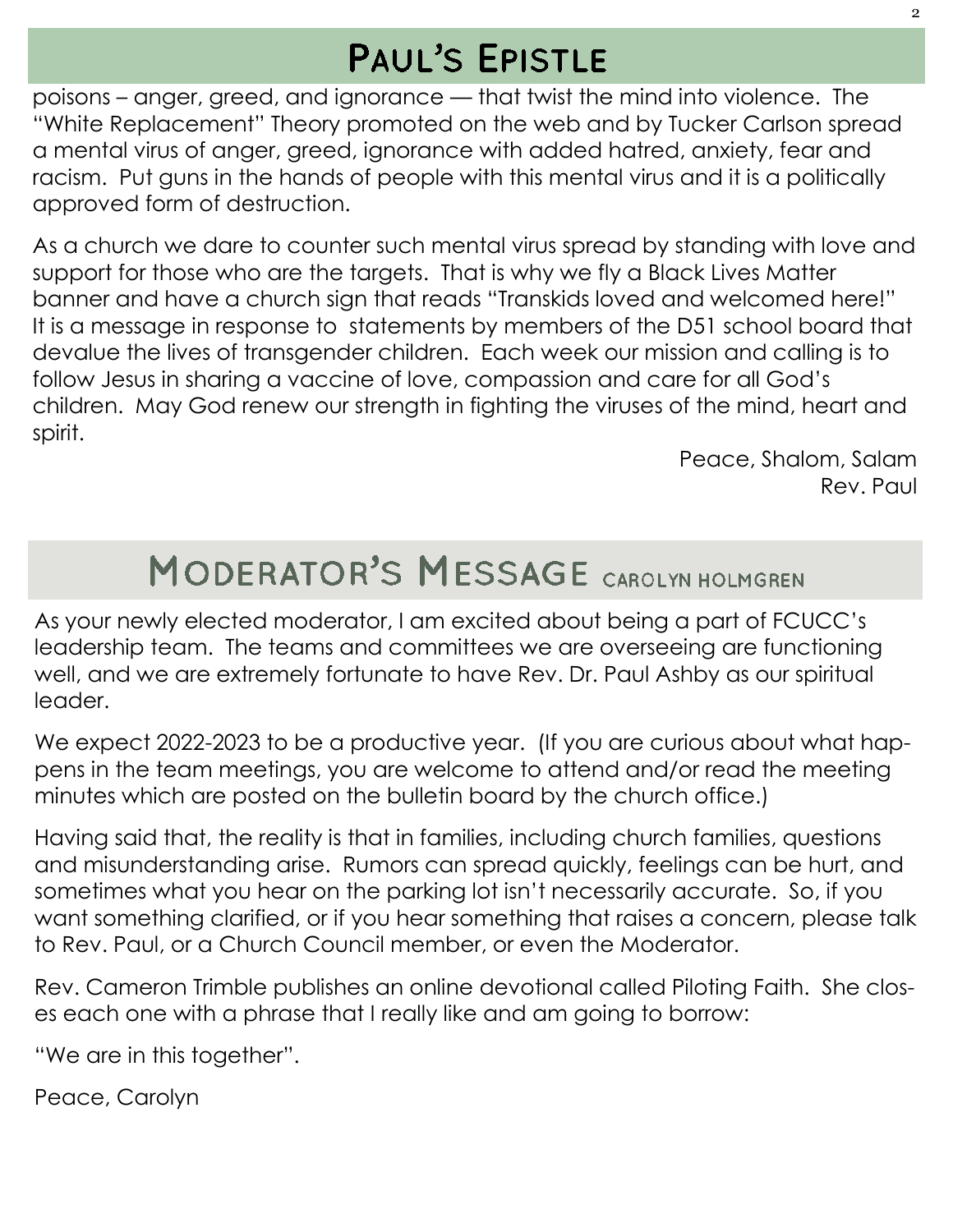# Paul's Epistle

poisons – anger, greed, and ignorance — that twist the mind into violence. The "White Replacement" Theory promoted on the web and by Tucker Carlson spread a mental virus of anger, greed, ignorance with added hatred, anxiety, fear and racism. Put guns in the hands of people with this mental virus and it is a politically approved form of destruction.

As a church we dare to counter such mental virus spread by standing with love and support for those who are the targets. That is why we fly a Black Lives Matter banner and have a church sign that reads "Transkids loved and welcomed here!" It is a message in response to statements by members of the D51 school board that devalue the lives of transgender children. Each week our mission and calling is to follow Jesus in sharing a vaccine of love, compassion and care for all God's children. May God renew our strength in fighting the viruses of the mind, heart and spirit.

Peace, Shalom, Salam
Rev. Paul

# Moderator's Message CAROLYN HOLMGREN

As your newly elected moderator, I am excited about being a part of FCUCC's leadership team. The teams and committees we are overseeing are functioning well, and we are extremely fortunate to have Rev. Dr. Paul Ashby as our spiritual leader.

We expect 2022-2023 to be a productive year. (If you are curious about what happens in the team meetings, you are welcome to attend and/or read the meeting minutes which are posted on the bulletin board by the church office.)

Having said that, the reality is that in families, including church families, questions and misunderstanding arise. Rumors can spread quickly, feelings can be hurt, and sometimes what you hear on the parking lot isn't necessarily accurate. So, if you want something clarified, or if you hear something that raises a concern, please talk to Rev. Paul, or a Church Council member, or even the Moderator.

Rev. Cameron Trimble publishes an online devotional called Piloting Faith. She closes each one with a phrase that I really like and am going to borrow:

"We are in this together".

Peace, Carolyn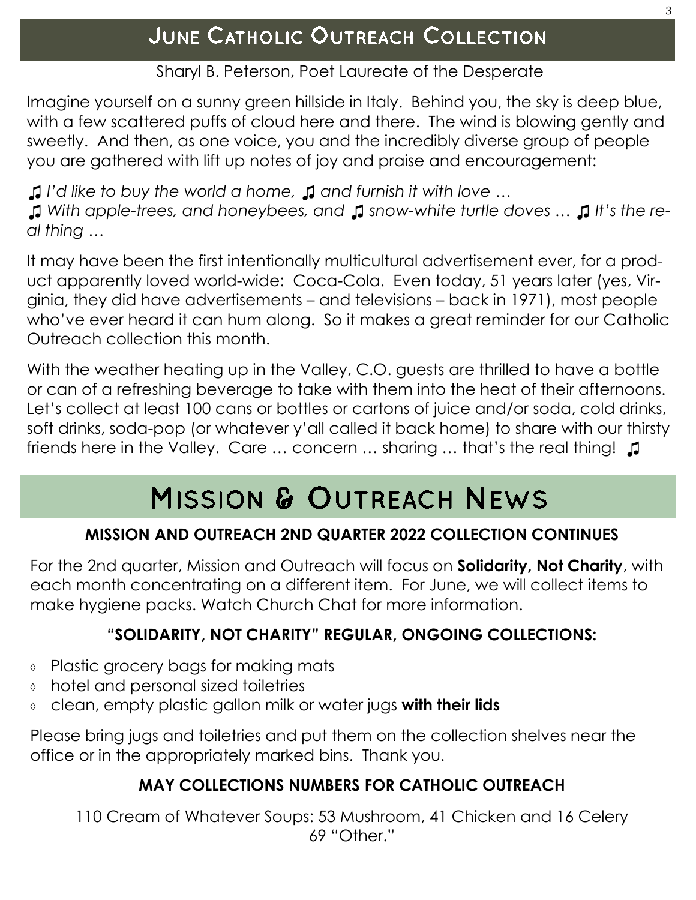# June Catholic Outreach Collection

Sharyl B. Peterson, Poet Laureate of the Desperate

Imagine yourself on a sunny green hillside in Italy. Behind you, the sky is deep blue, with a few scattered puffs of cloud here and there. The wind is blowing gently and sweetly. And then, as one voice, you and the incredibly diverse group of people you are gathered with lift up notes of joy and praise and encouragement:

♫ *I'd like to buy the world a home,* ♫ *and furnish it with love …*
♫ *With apple-trees, and honeybees, and* ♫ *snow-white turtle doves …* ♫ *It's the real thing …*

It may have been the first intentionally multicultural advertisement ever, for a product apparently loved world-wide: Coca-Cola. Even today, 51 years later (yes, Virginia, they did have advertisements – and televisions – back in 1971), most people who've ever heard it can hum along. So it makes a great reminder for our Catholic Outreach collection this month.

With the weather heating up in the Valley, C.O. guests are thrilled to have a bottle or can of a refreshing beverage to take with them into the heat of their afternoons. Let's collect at least 100 cans or bottles or cartons of juice and/or soda, cold drinks, soft drinks, soda-pop (or whatever y'all called it back home) to share with our thirsty friends here in the Valley. Care … concern … sharing … that's the real thing! ♫

# Mission & Outreach News

### MISSION AND OUTREACH 2ND QUARTER 2022 COLLECTION CONTINUES

For the 2nd quarter, Mission and Outreach will focus on **Solidarity, Not Charity**, with each month concentrating on a different item. For June, we will collect items to make hygiene packs. Watch Church Chat for more information.

### "SOLIDARITY, NOT CHARITY" REGULAR, ONGOING COLLECTIONS:

- Plastic grocery bags for making mats
- hotel and personal sized toiletries
- clean, empty plastic gallon milk or water jugs **with their lids**

Please bring jugs and toiletries and put them on the collection shelves near the office or in the appropriately marked bins. Thank you.

### MAY COLLECTIONS NUMBERS FOR CATHOLIC OUTREACH

110 Cream of Whatever Soups: 53 Mushroom, 41 Chicken and 16 Celery
69 "Other."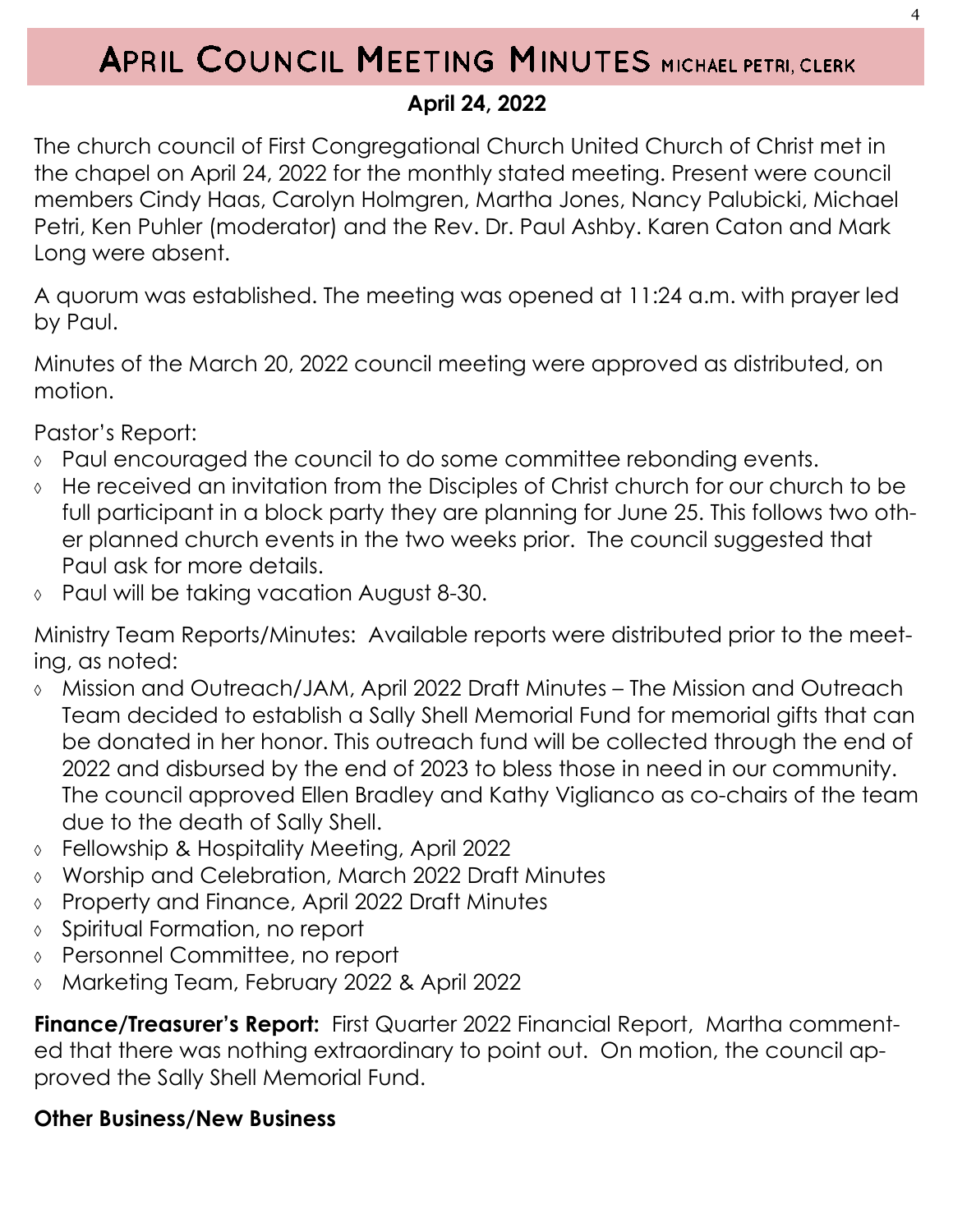# April Council Meeting Minutes MICHAEL PETRI, CLERK

**April 24, 2022**

The church council of First Congregational Church United Church of Christ met in the chapel on April 24, 2022 for the monthly stated meeting. Present were council members Cindy Haas, Carolyn Holmgren, Martha Jones, Nancy Palubicki, Michael Petri, Ken Puhler (moderator) and the Rev. Dr. Paul Ashby. Karen Caton and Mark Long were absent.

A quorum was established. The meeting was opened at 11:24 a.m. with prayer led by Paul.

Minutes of the March 20, 2022 council meeting were approved as distributed, on motion.

Pastor's Report:

- Paul encouraged the council to do some committee rebonding events.
- He received an invitation from the Disciples of Christ church for our church to be full participant in a block party they are planning for June 25. This follows two other planned church events in the two weeks prior. The council suggested that Paul ask for more details.
- Paul will be taking vacation August 8-30.

Ministry Team Reports/Minutes: Available reports were distributed prior to the meeting, as noted:

- Mission and Outreach/JAM, April 2022 Draft Minutes – The Mission and Outreach Team decided to establish a Sally Shell Memorial Fund for memorial gifts that can be donated in her honor. This outreach fund will be collected through the end of 2022 and disbursed by the end of 2023 to bless those in need in our community. The council approved Ellen Bradley and Kathy Viglianco as co-chairs of the team due to the death of Sally Shell.
- Fellowship & Hospitality Meeting, April 2022
- Worship and Celebration, March 2022 Draft Minutes
- Property and Finance, April 2022 Draft Minutes
- Spiritual Formation, no report
- Personnel Committee, no report
- Marketing Team, February 2022 & April 2022

**Finance/Treasurer's Report:** First Quarter 2022 Financial Report, Martha commented that there was nothing extraordinary to point out. On motion, the council approved the Sally Shell Memorial Fund.

**Other Business/New Business**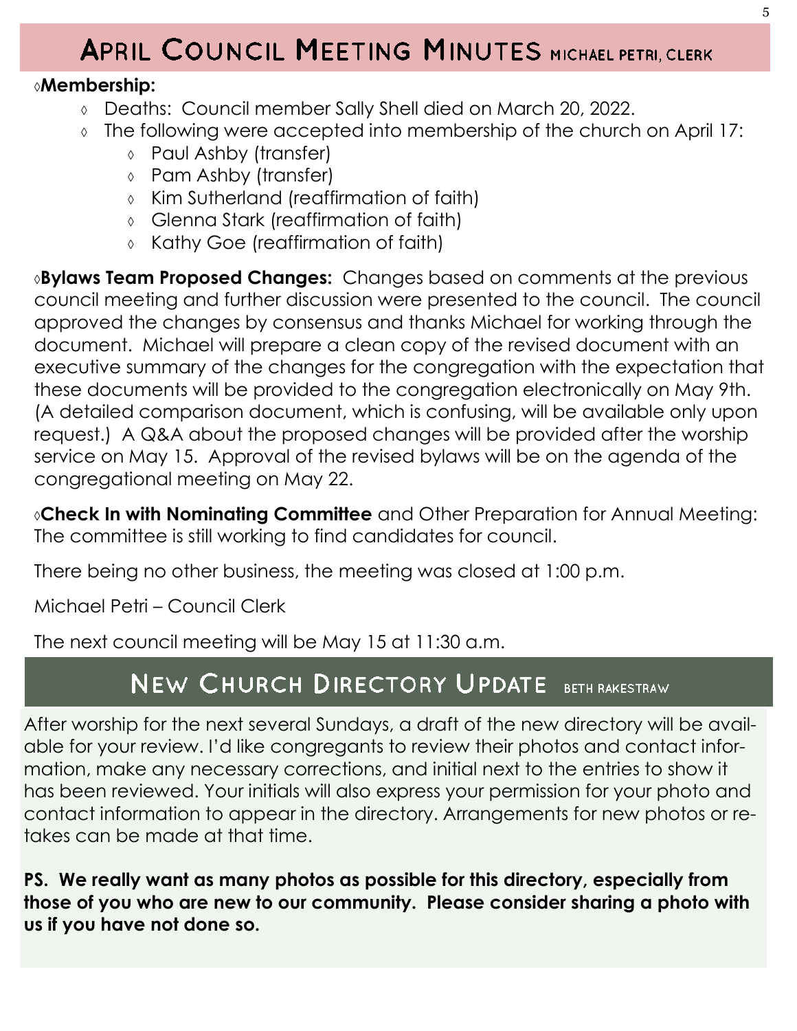## April Council Meeting Minutes MICHAEL PETRI, CLERK

◊**Membership:**

- ◊ Deaths: Council member Sally Shell died on March 20, 2022.
- ◊ The following were accepted into membership of the church on April 17:
    - ◊ Paul Ashby (transfer)
    - ◊ Pam Ashby (transfer)
    - ◊ Kim Sutherland (reaffirmation of faith)
    - ◊ Glenna Stark (reaffirmation of faith)
    - ◊ Kathy Goe (reaffirmation of faith)

◊**Bylaws Team Proposed Changes:** Changes based on comments at the previous council meeting and further discussion were presented to the council. The council approved the changes by consensus and thanks Michael for working through the document. Michael will prepare a clean copy of the revised document with an executive summary of the changes for the congregation with the expectation that these documents will be provided to the congregation electronically on May 9th. (A detailed comparison document, which is confusing, will be available only upon request.) A Q&A about the proposed changes will be provided after the worship service on May 15. Approval of the revised bylaws will be on the agenda of the congregational meeting on May 22.

◊**Check In with Nominating Committee** and Other Preparation for Annual Meeting: The committee is still working to find candidates for council.

There being no other business, the meeting was closed at 1:00 p.m.

Michael Petri – Council Clerk

The next council meeting will be May 15 at 11:30 a.m.

## New Church Directory Update BETH RAKESTRAW

After worship for the next several Sundays, a draft of the new directory will be available for your review. I'd like congregants to review their photos and contact information, make any necessary corrections, and initial next to the entries to show it has been reviewed. Your initials will also express your permission for your photo and contact information to appear in the directory. Arrangements for new photos or retakes can be made at that time.

**PS. We really want as many photos as possible for this directory, especially from those of you who are new to our community. Please consider sharing a photo with us if you have not done so.**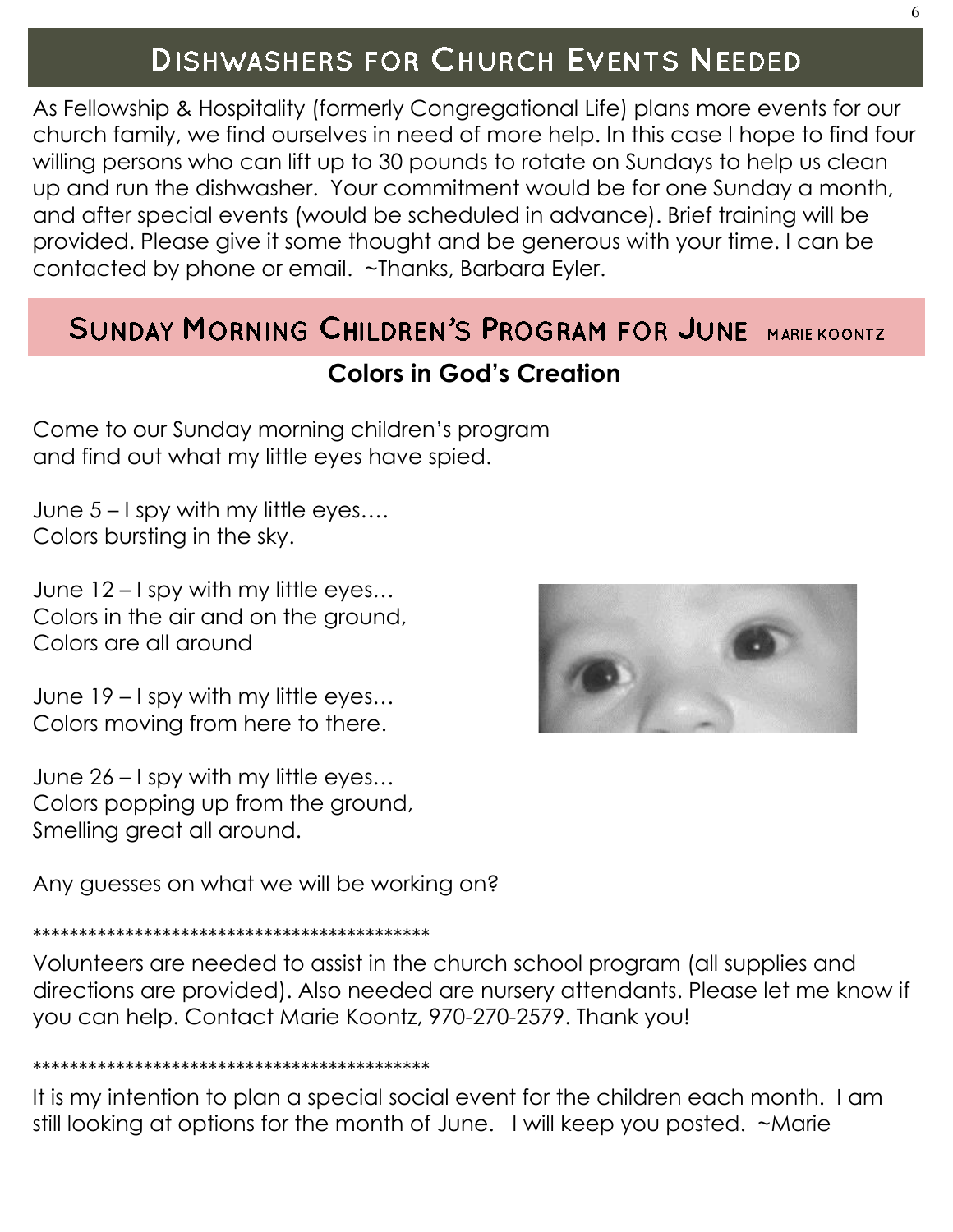## Dishwashers for Church Events Needed

As Fellowship & Hospitality (formerly Congregational Life) plans more events for our church family, we find ourselves in need of more help. In this case I hope to find four willing persons who can lift up to 30 pounds to rotate on Sundays to help us clean up and run the dishwasher. Your commitment would be for one Sunday a month, and after special events (would be scheduled in advance). Brief training will be provided. Please give it some thought and be generous with your time. I can be contacted by phone or email. ~Thanks, Barbara Eyler.

## Sunday Morning Children's Program for June — Marie Koontz

### Colors in God's Creation

Come to our Sunday morning children's program
and find out what my little eyes have spied.

June 5 – I spy with my little eyes….
Colors bursting in the sky.

June 12 – I spy with my little eyes…
Colors in the air and on the ground,
Colors are all around

June 19 – I spy with my little eyes…
Colors moving from here to there.

June 26 – I spy with my little eyes…
Colors popping up from the ground,
Smelling great all around.

Any guesses on what we will be working on?

*******************************************

Volunteers are needed to assist in the church school program (all supplies and directions are provided). Also needed are nursery attendants. Please let me know if you can help. Contact Marie Koontz, 970-270-2579. Thank you!

*******************************************

It is my intention to plan a special social event for the children each month. I am still looking at options for the month of June. I will keep you posted. ~Marie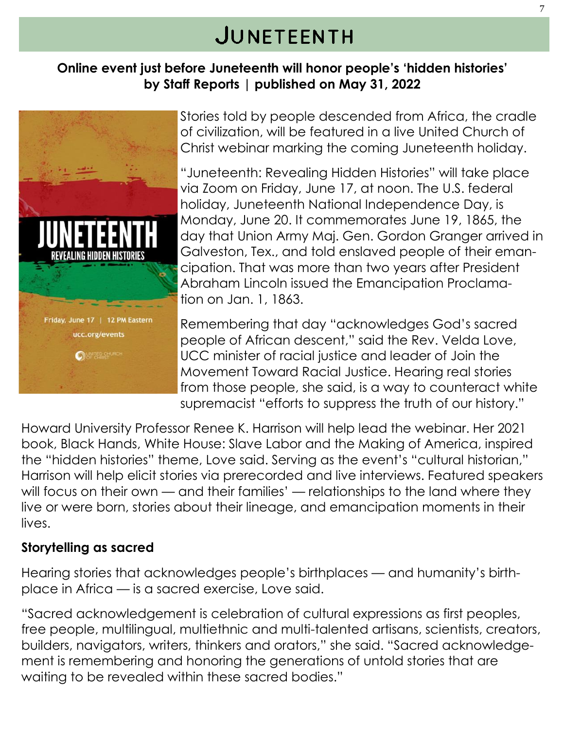# Juneteenth

**Online event just before Juneteenth will honor people's 'hidden histories' by Staff Reports | published on May 31, 2022**

Stories told by people descended from Africa, the cradle of civilization, will be featured in a live United Church of Christ webinar marking the coming Juneteenth holiday.

"Juneteenth: Revealing Hidden Histories" will take place via Zoom on Friday, June 17, at noon. The U.S. federal holiday, Juneteenth National Independence Day, is Monday, June 20. It commemorates June 19, 1865, the day that Union Army Maj. Gen. Gordon Granger arrived in Galveston, Tex., and told enslaved people of their emancipation. That was more than two years after President Abraham Lincoln issued the Emancipation Proclamation on Jan. 1, 1863.

Remembering that day "acknowledges God's sacred people of African descent," said the Rev. Velda Love, UCC minister of racial justice and leader of Join the Movement Toward Racial Justice. Hearing real stories from those people, she said, is a way to counteract white supremacist "efforts to suppress the truth of our history."

Howard University Professor Renee K. Harrison will help lead the webinar. Her 2021 book, Black Hands, White House: Slave Labor and the Making of America, inspired the "hidden histories" theme, Love said. Serving as the event's "cultural historian," Harrison will help elicit stories via prerecorded and live interviews. Featured speakers will focus on their own — and their families' — relationships to the land where they live or were born, stories about their lineage, and emancipation moments in their lives.

**Storytelling as sacred**

Hearing stories that acknowledges people's birthplaces — and humanity's birthplace in Africa — is a sacred exercise, Love said.

"Sacred acknowledgement is celebration of cultural expressions as first peoples, free people, multilingual, multiethnic and multi-talented artisans, scientists, creators, builders, navigators, writers, thinkers and orators," she said. "Sacred acknowledgement is remembering and honoring the generations of untold stories that are waiting to be revealed within these sacred bodies."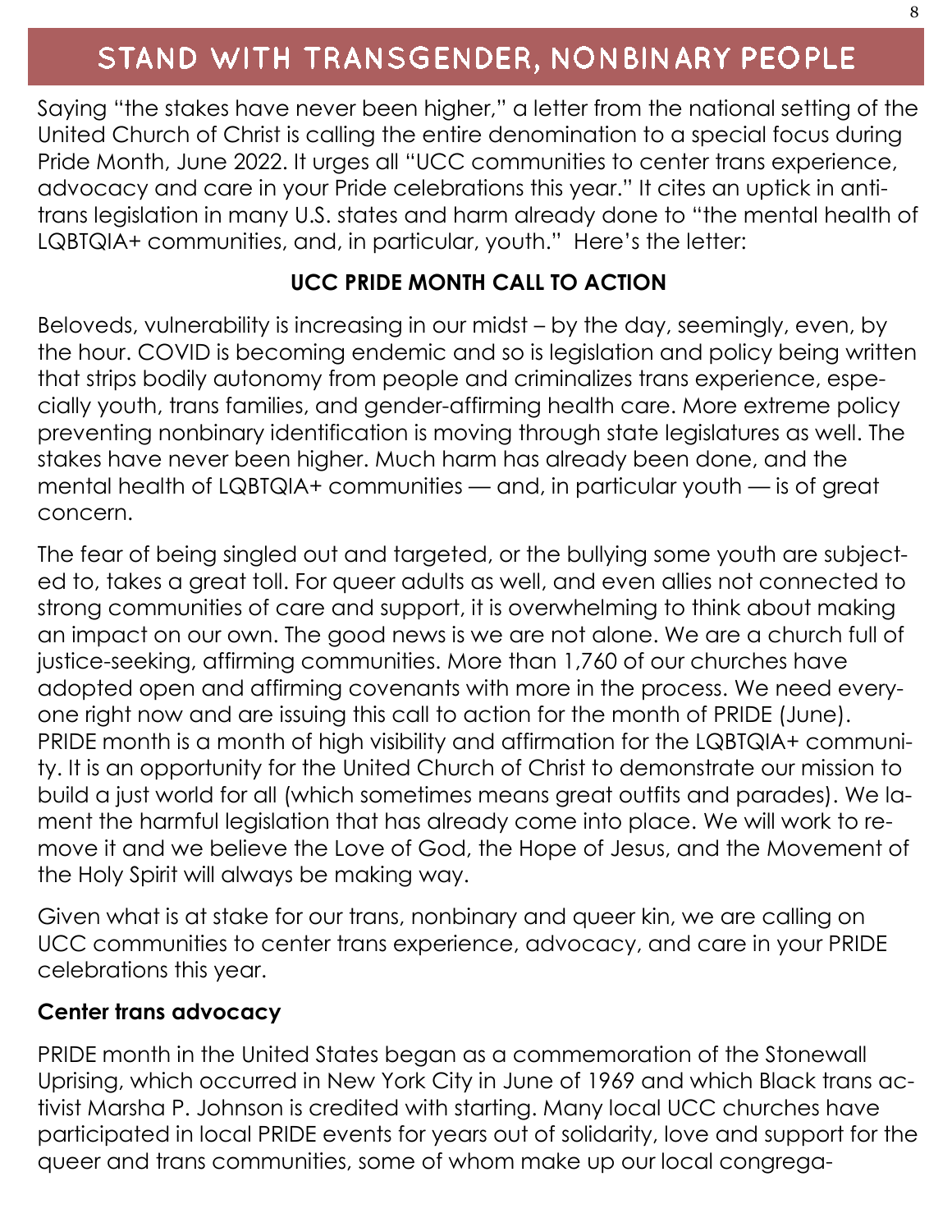# STAND WITH TRANSGENDER, NONBINARY PEOPLE

Saying "the stakes have never been higher," a letter from the national setting of the United Church of Christ is calling the entire denomination to a special focus during Pride Month, June 2022. It urges all "UCC communities to center trans experience, advocacy and care in your Pride celebrations this year." It cites an uptick in anti-trans legislation in many U.S. states and harm already done to "the mental health of LQBTQIA+ communities, and, in particular, youth." Here's the letter:

**UCC PRIDE MONTH CALL TO ACTION**

Beloveds, vulnerability is increasing in our midst – by the day, seemingly, even, by the hour. COVID is becoming endemic and so is legislation and policy being written that strips bodily autonomy from people and criminalizes trans experience, especially youth, trans families, and gender-affirming health care. More extreme policy preventing nonbinary identification is moving through state legislatures as well. The stakes have never been higher. Much harm has already been done, and the mental health of LQBTQIA+ communities — and, in particular youth — is of great concern.

The fear of being singled out and targeted, or the bullying some youth are subjected to, takes a great toll. For queer adults as well, and even allies not connected to strong communities of care and support, it is overwhelming to think about making an impact on our own. The good news is we are not alone. We are a church full of justice-seeking, affirming communities. More than 1,760 of our churches have adopted open and affirming covenants with more in the process. We need everyone right now and are issuing this call to action for the month of PRIDE (June). PRIDE month is a month of high visibility and affirmation for the LQBTQIA+ community. It is an opportunity for the United Church of Christ to demonstrate our mission to build a just world for all (which sometimes means great outfits and parades). We lament the harmful legislation that has already come into place. We will work to remove it and we believe the Love of God, the Hope of Jesus, and the Movement of the Holy Spirit will always be making way.

Given what is at stake for our trans, nonbinary and queer kin, we are calling on UCC communities to center trans experience, advocacy, and care in your PRIDE celebrations this year.

**Center trans advocacy**

PRIDE month in the United States began as a commemoration of the Stonewall Uprising, which occurred in New York City in June of 1969 and which Black trans activist Marsha P. Johnson is credited with starting. Many local UCC churches have participated in local PRIDE events for years out of solidarity, love and support for the queer and trans communities, some of whom make up our local congrega-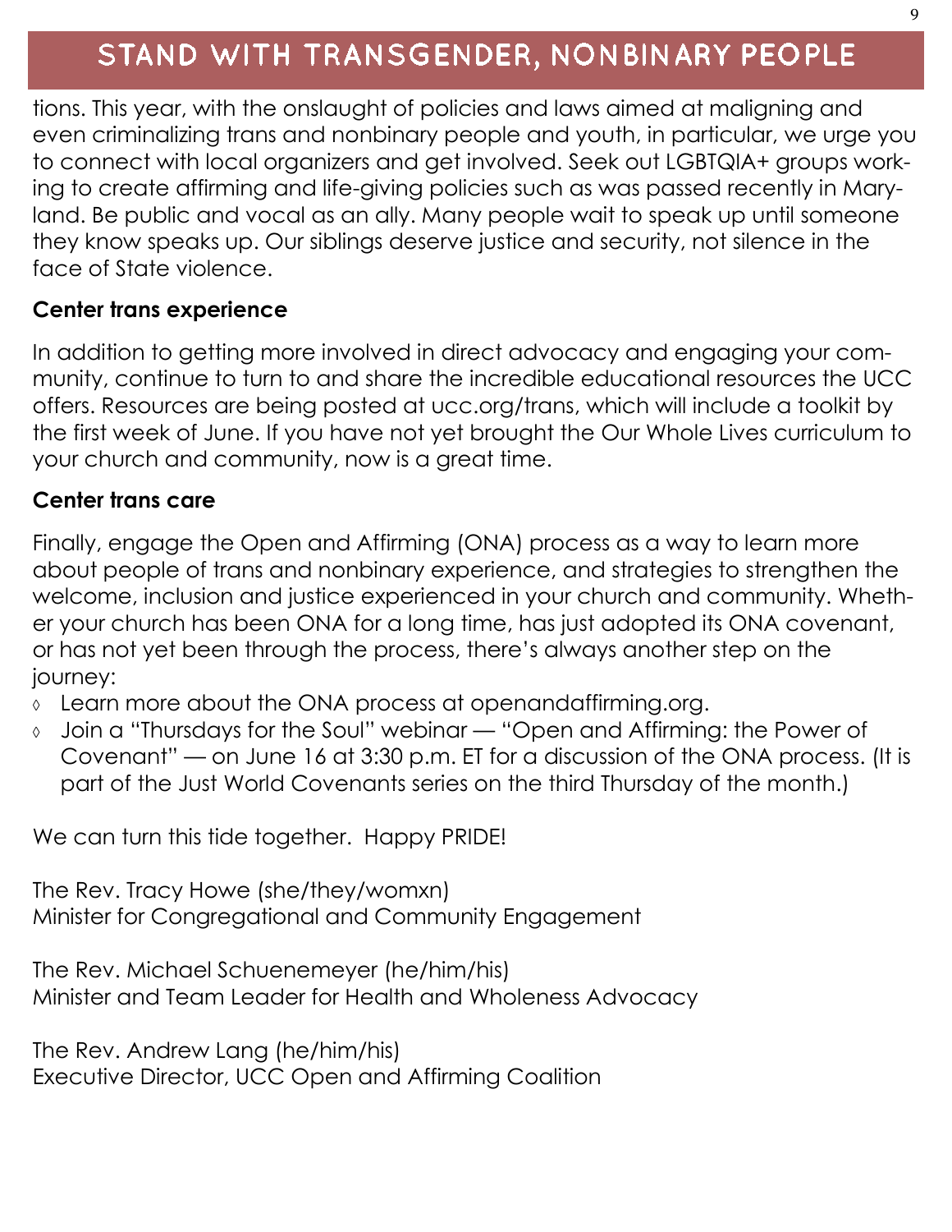# STAND WITH TRANSGENDER, NONBINARY PEOPLE

tions. This year, with the onslaught of policies and laws aimed at maligning and even criminalizing trans and nonbinary people and youth, in particular, we urge you to connect with local organizers and get involved. Seek out LGBTQIA+ groups working to create affirming and life-giving policies such as was passed recently in Maryland. Be public and vocal as an ally. Many people wait to speak up until someone they know speaks up. Our siblings deserve justice and security, not silence in the face of State violence.

**Center trans experience**

In addition to getting more involved in direct advocacy and engaging your community, continue to turn to and share the incredible educational resources the UCC offers. Resources are being posted at ucc.org/trans, which will include a toolkit by the first week of June. If you have not yet brought the Our Whole Lives curriculum to your church and community, now is a great time.

**Center trans care**

Finally, engage the Open and Affirming (ONA) process as a way to learn more about people of trans and nonbinary experience, and strategies to strengthen the welcome, inclusion and justice experienced in your church and community. Whether your church has been ONA for a long time, has just adopted its ONA covenant, or has not yet been through the process, there's always another step on the journey:

- Learn more about the ONA process at openandaffirming.org.
- Join a "Thursdays for the Soul" webinar — "Open and Affirming: the Power of Covenant" — on June 16 at 3:30 p.m. ET for a discussion of the ONA process. (It is part of the Just World Covenants series on the third Thursday of the month.)

We can turn this tide together. Happy PRIDE!

The Rev. Tracy Howe (she/they/womxn)
Minister for Congregational and Community Engagement

The Rev. Michael Schuenemeyer (he/him/his)
Minister and Team Leader for Health and Wholeness Advocacy

The Rev. Andrew Lang (he/him/his)
Executive Director, UCC Open and Affirming Coalition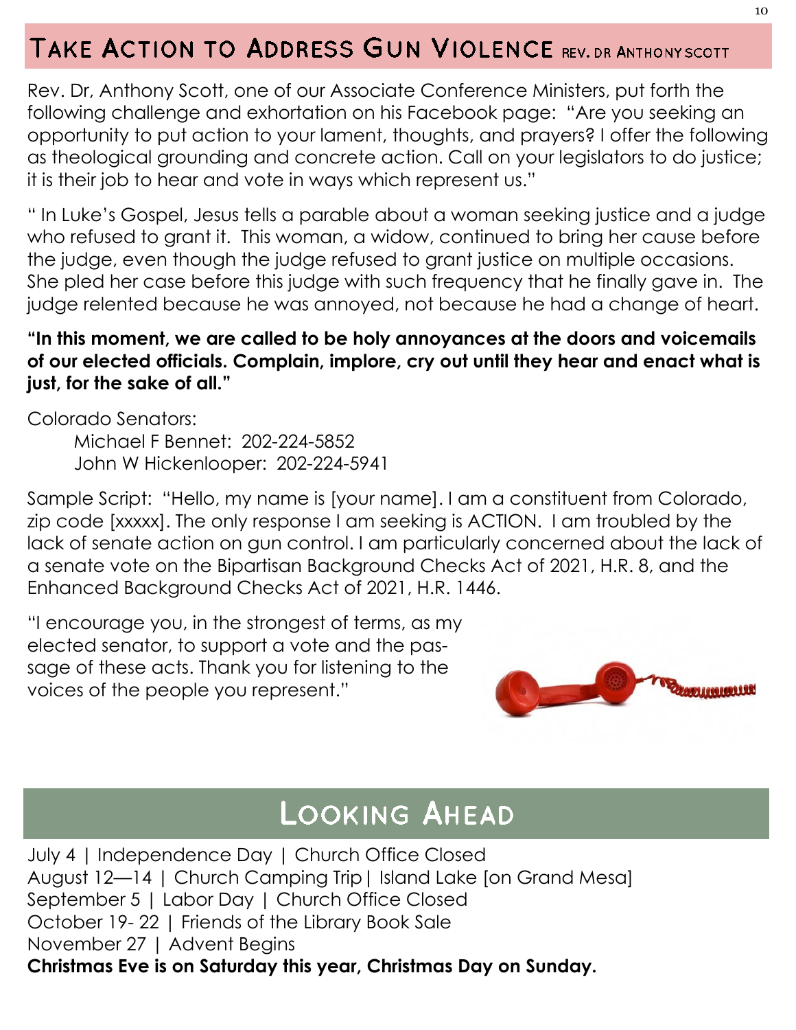# Take Action to Address Gun Violence Rev. Dr Anthony Scott

Rev. Dr, Anthony Scott, one of our Associate Conference Ministers, put forth the following challenge and exhortation on his Facebook page: "Are you seeking an opportunity to put action to your lament, thoughts, and prayers? I offer the following as theological grounding and concrete action. Call on your legislators to do justice; it is their job to hear and vote in ways which represent us."

" In Luke's Gospel, Jesus tells a parable about a woman seeking justice and a judge who refused to grant it. This woman, a widow, continued to bring her cause before the judge, even though the judge refused to grant justice on multiple occasions. She pled her case before this judge with such frequency that he finally gave in. The judge relented because he was annoyed, not because he had a change of heart.

**"In this moment, we are called to be holy annoyances at the doors and voicemails of our elected officials. Complain, implore, cry out until they hear and enact what is just, for the sake of all."**

Colorado Senators:

Michael F Bennet: 202-224-5852
John W Hickenlooper: 202-224-5941

Sample Script: "Hello, my name is [your name]. I am a constituent from Colorado, zip code [xxxxx]. The only response I am seeking is ACTION. I am troubled by the lack of senate action on gun control. I am particularly concerned about the lack of a senate vote on the Bipartisan Background Checks Act of 2021, H.R. 8, and the Enhanced Background Checks Act of 2021, H.R. 1446.

"I encourage you, in the strongest of terms, as my elected senator, to support a vote and the passage of these acts. Thank you for listening to the voices of the people you represent."

# Looking Ahead

July 4 | Independence Day | Church Office Closed
August 12—14 | Church Camping Trip | Island Lake [on Grand Mesa]
September 5 | Labor Day | Church Office Closed
October 19- 22 | Friends of the Library Book Sale
November 27 | Advent Begins
**Christmas Eve is on Saturday this year, Christmas Day on Sunday.**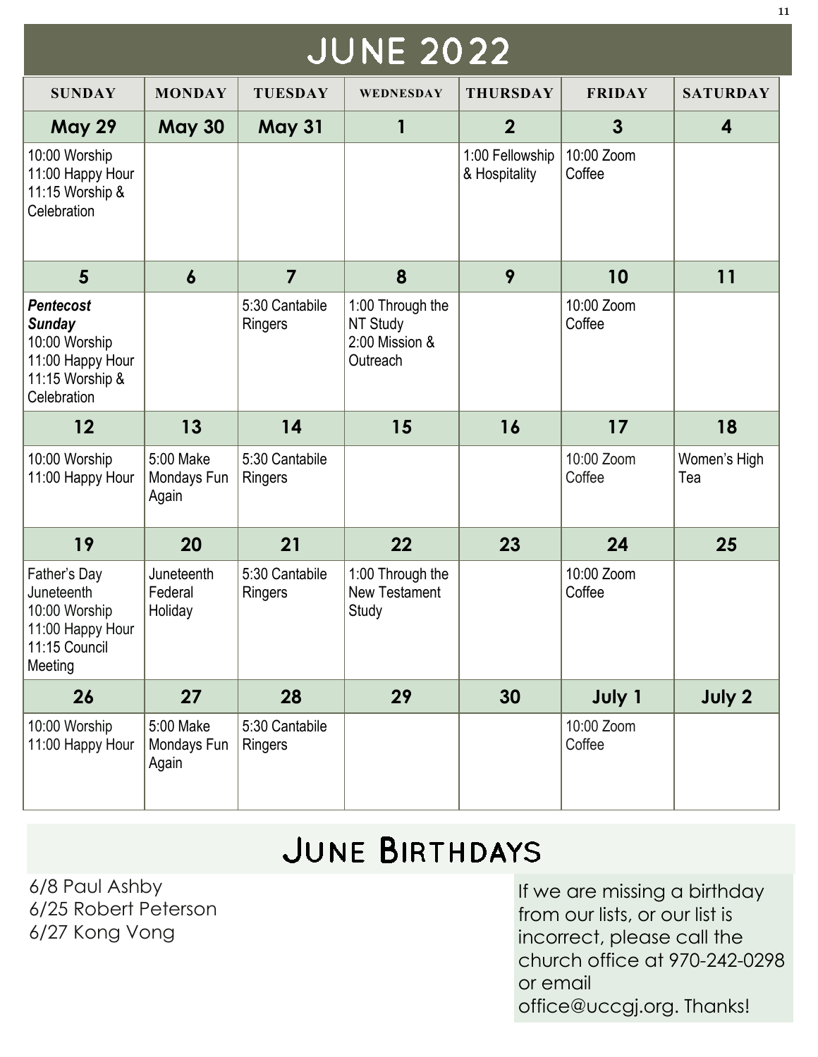# JUNE 2022

| SUNDAY | MONDAY | TUESDAY | WEDNESDAY | THURSDAY | FRIDAY | SATURDAY |
|---|---|---|---|---|---|---|
| **May 29** | **May 30** | **May 31** | **1** | **2** | **3** | **4** |
| 10:00 Worship<br>11:00 Happy Hour<br>11:15 Worship & Celebration | | | | 1:00 Fellowship & Hospitality | 10:00 Zoom Coffee | |
| **5** | **6** | **7** | **8** | **9** | **10** | **11** |
| ***Pentecost Sunday***<br>10:00 Worship<br>11:00 Happy Hour<br>11:15 Worship & Celebration | | 5:30 Cantabile Ringers | 1:00 Through the NT Study<br>2:00 Mission & Outreach | | 10:00 Zoom Coffee | |
| **12** | **13** | **14** | **15** | **16** | **17** | **18** |
| 10:00 Worship<br>11:00 Happy Hour | 5:00 Make Mondays Fun Again | 5:30 Cantabile Ringers | | | 10:00 Zoom Coffee | Women's High Tea |
| **19** | **20** | **21** | **22** | **23** | **24** | **25** |
| Father's Day<br>Juneteenth<br>10:00 Worship<br>11:00 Happy Hour<br>11:15 Council Meeting | Juneteenth Federal Holiday | 5:30 Cantabile Ringers | 1:00 Through the New Testament Study | | 10:00 Zoom Coffee | |
| **26** | **27** | **28** | **29** | **30** | **July 1** | **July 2** |
| 10:00 Worship<br>11:00 Happy Hour | 5:00 Make Mondays Fun Again | 5:30 Cantabile Ringers | | | 10:00 Zoom Coffee | |

# June Birthdays

6/8 Paul Ashby
6/25 Robert Peterson
6/27 Kong Vong

If we are missing a birthday from our lists, or our list is incorrect, please call the church office at 970-242-0298 or email office@uccgj.org. Thanks!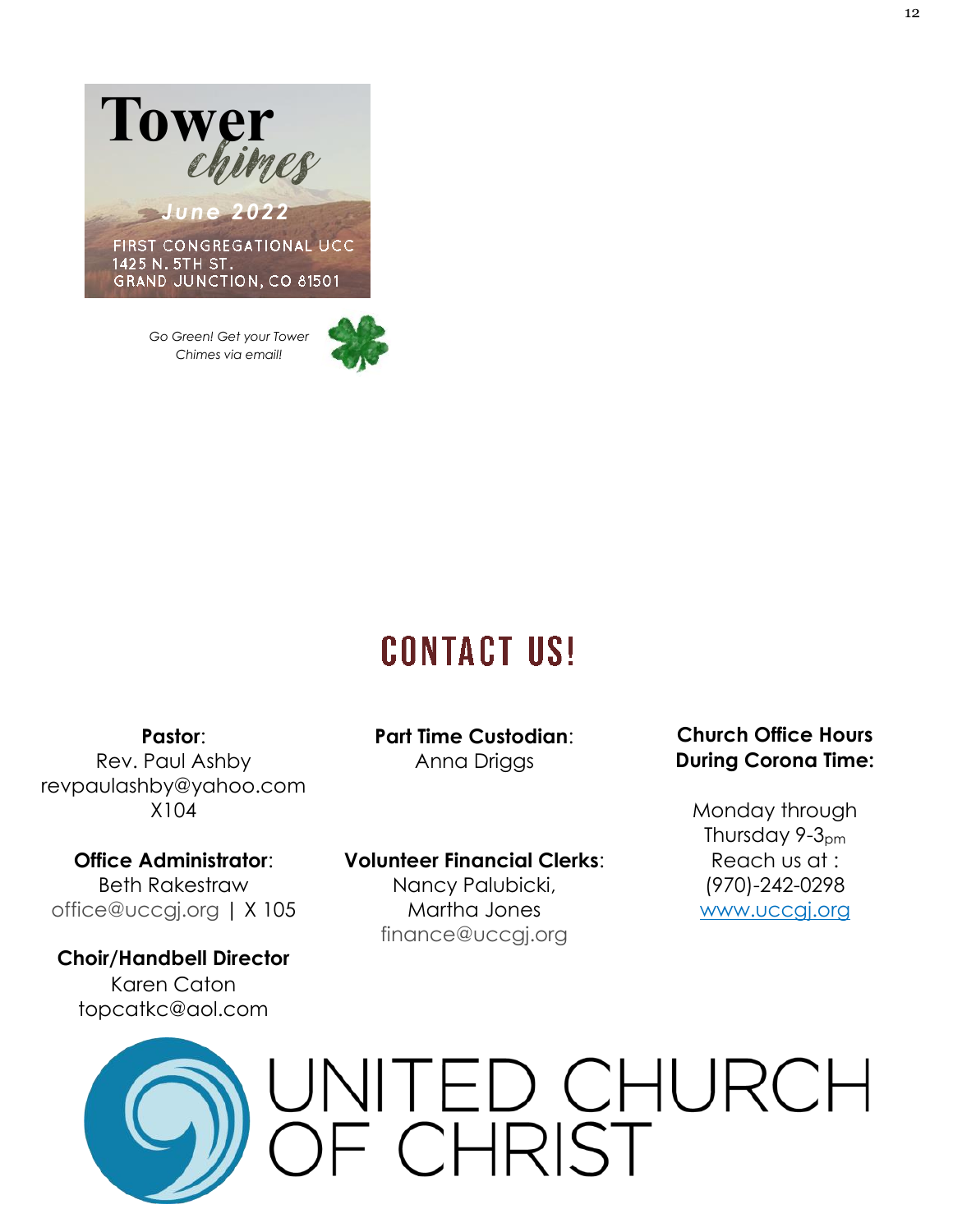Tower chimes

June 2022

FIRST CONGREGATIONAL UCC
1425 N. 5TH ST.
GRAND JUNCTION, CO 81501

*Go Green! Get your Tower Chimes via email!*

# CONTACT US!

**Pastor**:
Rev. Paul Ashby
revpaulashby@yahoo.com
X104

**Office Administrator**:
Beth Rakestraw
office@uccgj.org | X 105

**Choir/Handbell Director**
Karen Caton
topcatkc@aol.com

**Part Time Custodian**:
Anna Driggs

**Volunteer Financial Clerks**:
Nancy Palubicki,
Martha Jones
finance@uccgj.org

**Church Office Hours During Corona Time:**

Monday through Thursday 9-3pm
Reach us at :
(970)-242-0298
www.uccgj.org

UNITED CHURCH OF CHRIST